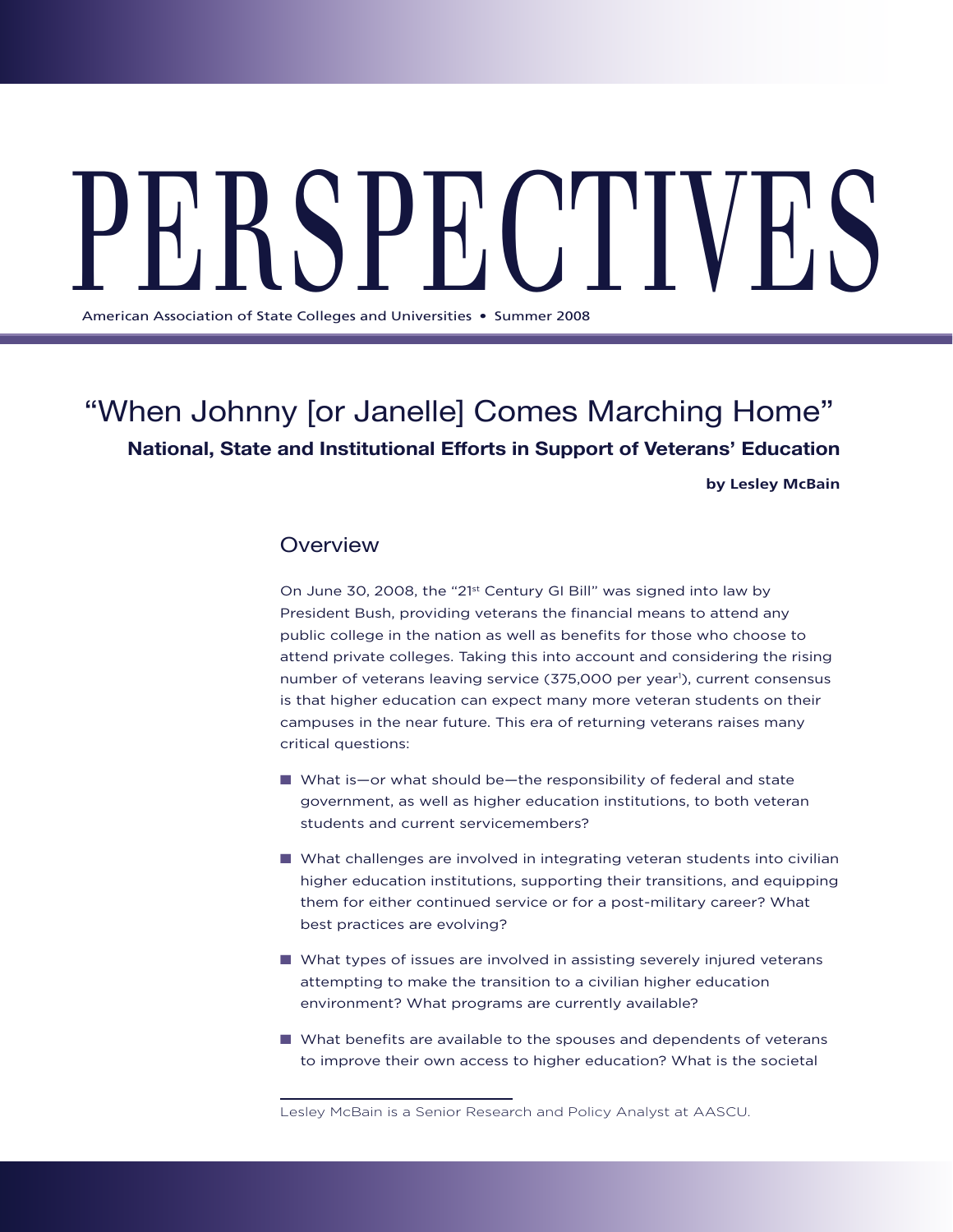# PERSPECTIVES

American Association of State Colleges and Universities • Summer 2008

## "When Johnny [or Janelle] Comes Marching Home"

### National, State and Institutional Efforts in Support of Veterans' Education

**by Lesley McBain**

## Overview

On June 30, 2008, the "21st Century GI Bill" was signed into law by President Bush, providing veterans the financial means to attend any public college in the nation as well as benefits for those who choose to attend private colleges. Taking this into account and considering the rising number of veterans leaving service (375,000 per year[1]), current consensus is that higher education can expect many more veteran students on their campuses in the near future. This era of returning veterans raises many critical questions:

- What is—or what should be—the responsibility of federal and state government, as well as higher education institutions, to both veteran students and current servicemembers?
- What challenges are involved in integrating veteran students into civilian higher education institutions, supporting their transitions, and equipping them for either continued service or for a post-military career? What best practices are evolving?
- What types of issues are involved in assisting severely injured veterans attempting to make the transition to a civilian higher education environment? What programs are currently available?
- What benefits are available to the spouses and dependents of veterans to improve their own access to higher education? What is the societal

Lesley McBain is a Senior Research and Policy Analyst at AASCU.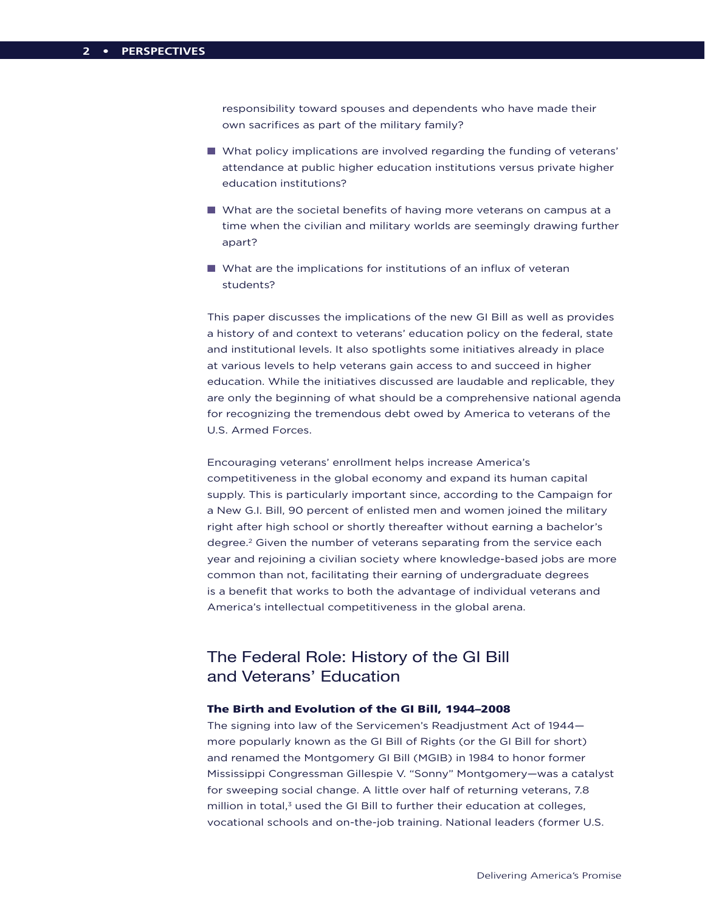responsibility toward spouses and dependents who have made their own sacrifices as part of the military family?

- What policy implications are involved regarding the funding of veterans' attendance at public higher education institutions versus private higher education institutions?
- What are the societal benefits of having more veterans on campus at a time when the civilian and military worlds are seemingly drawing further apart?
- What are the implications for institutions of an influx of veteran students?

This paper discusses the implications of the new GI Bill as well as provides a history of and context to veterans' education policy on the federal, state and institutional levels. It also spotlights some initiatives already in place at various levels to help veterans gain access to and succeed in higher education. While the initiatives discussed are laudable and replicable, they are only the beginning of what should be a comprehensive national agenda for recognizing the tremendous debt owed by America to veterans of the U.S. Armed Forces.

Encouraging veterans' enrollment helps increase America's competitiveness in the global economy and expand its human capital supply. This is particularly important since, according to the Campaign for a New G.I. Bill, 90 percent of enlisted men and women joined the military right after high school or shortly thereafter without earning a bachelor's degree.[2] Given the number of veterans separating from the service each year and rejoining a civilian society where knowledge-based jobs are more common than not, facilitating their earning of undergraduate degrees is a benefit that works to both the advantage of individual veterans and America's intellectual competitiveness in the global arena.

## The Federal Role: History of the GI Bill and Veterans' Education

### The Birth and Evolution of the GI Bill, 1944–2008

The signing into law of the Servicemen's Readjustment Act of 1944—more popularly known as the GI Bill of Rights (or the GI Bill for short) and renamed the Montgomery GI Bill (MGIB) in 1984 to honor former Mississippi Congressman Gillespie V. "Sonny" Montgomery—was a catalyst for sweeping social change. A little over half of returning veterans, 7.8 million in total,[3] used the GI Bill to further their education at colleges, vocational schools and on-the-job training. National leaders (former U.S.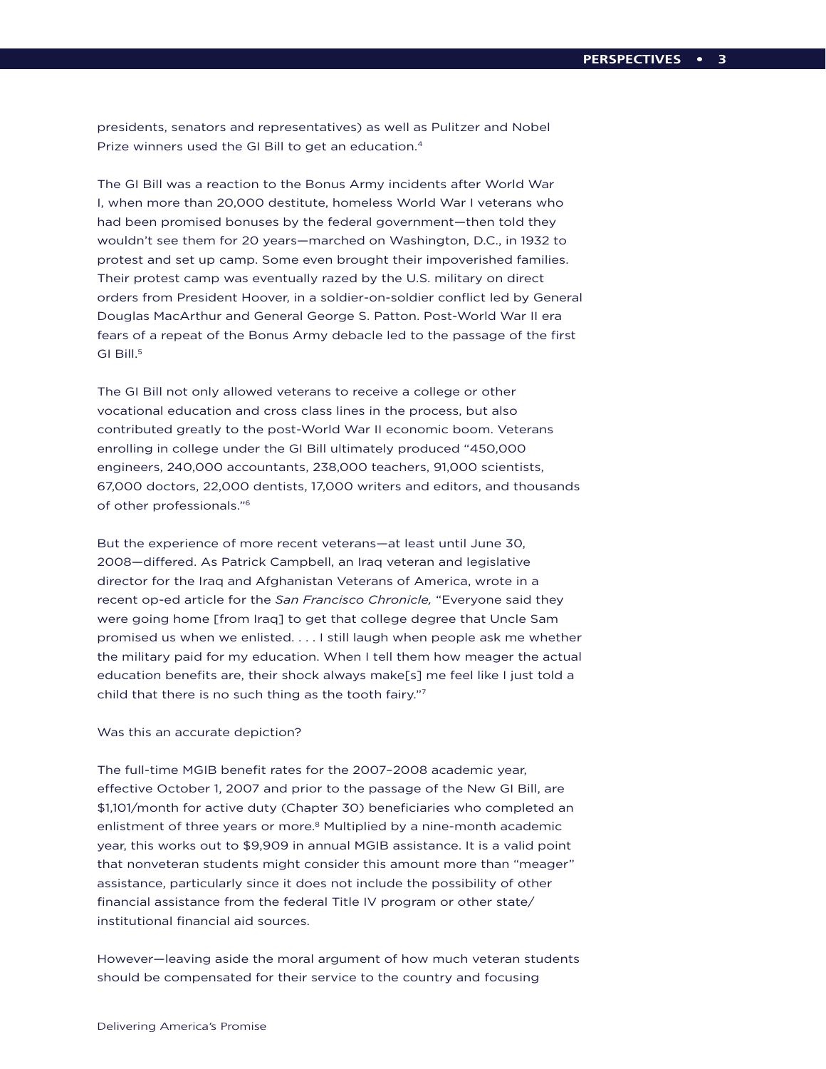presidents, senators and representatives) as well as Pulitzer and Nobel Prize winners used the GI Bill to get an education.[4]

The GI Bill was a reaction to the Bonus Army incidents after World War I, when more than 20,000 destitute, homeless World War I veterans who had been promised bonuses by the federal government—then told they wouldn't see them for 20 years—marched on Washington, D.C., in 1932 to protest and set up camp. Some even brought their impoverished families. Their protest camp was eventually razed by the U.S. military on direct orders from President Hoover, in a soldier-on-soldier conflict led by General Douglas MacArthur and General George S. Patton. Post-World War II era fears of a repeat of the Bonus Army debacle led to the passage of the first GI Bill.[5]

The GI Bill not only allowed veterans to receive a college or other vocational education and cross class lines in the process, but also contributed greatly to the post-World War II economic boom. Veterans enrolling in college under the GI Bill ultimately produced "450,000 engineers, 240,000 accountants, 238,000 teachers, 91,000 scientists, 67,000 doctors, 22,000 dentists, 17,000 writers and editors, and thousands of other professionals."[6]

But the experience of more recent veterans—at least until June 30, 2008—differed. As Patrick Campbell, an Iraq veteran and legislative director for the Iraq and Afghanistan Veterans of America, wrote in a recent op-ed article for the *San Francisco Chronicle,* "Everyone said they were going home [from Iraq] to get that college degree that Uncle Sam promised us when we enlisted. . . . I still laugh when people ask me whether the military paid for my education. When I tell them how meager the actual education benefits are, their shock always make[s] me feel like I just told a child that there is no such thing as the tooth fairy."[7]

Was this an accurate depiction?

The full-time MGIB benefit rates for the 2007–2008 academic year, effective October 1, 2007 and prior to the passage of the New GI Bill, are $1,101/month for active duty (Chapter 30) beneficiaries who completed an enlistment of three years or more.[8] Multiplied by a nine-month academic year, this works out to $9,909 in annual MGIB assistance. It is a valid point that nonveteran students might consider this amount more than "meager" assistance, particularly since it does not include the possibility of other financial assistance from the federal Title IV program or other state/ institutional financial aid sources.

However—leaving aside the moral argument of how much veteran students should be compensated for their service to the country and focusing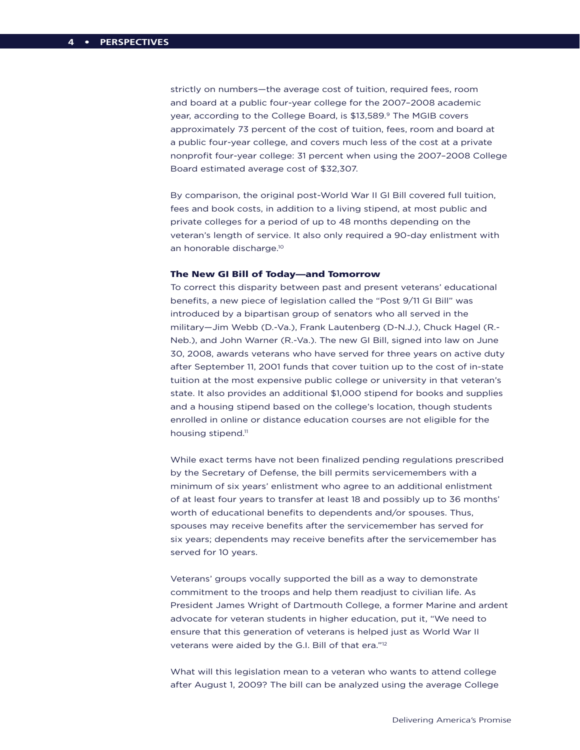strictly on numbers—the average cost of tuition, required fees, room and board at a public four-year college for the 2007–2008 academic year, according to the College Board, is $13,589.[9] The MGIB covers approximately 73 percent of the cost of tuition, fees, room and board at a public four-year college, and covers much less of the cost at a private nonprofit four-year college: 31 percent when using the 2007–2008 College Board estimated average cost of $32,307.

By comparison, the original post-World War II GI Bill covered full tuition, fees and book costs, in addition to a living stipend, at most public and private colleges for a period of up to 48 months depending on the veteran's length of service. It also only required a 90-day enlistment with an honorable discharge.[10]

### The New GI Bill of Today—and Tomorrow

To correct this disparity between past and present veterans' educational benefits, a new piece of legislation called the "Post 9/11 GI Bill" was introduced by a bipartisan group of senators who all served in the military—Jim Webb (D.-Va.), Frank Lautenberg (D-N.J.), Chuck Hagel (R.-Neb.), and John Warner (R.-Va.). The new GI Bill, signed into law on June 30, 2008, awards veterans who have served for three years on active duty after September 11, 2001 funds that cover tuition up to the cost of in-state tuition at the most expensive public college or university in that veteran's state. It also provides an additional $1,000 stipend for books and supplies and a housing stipend based on the college's location, though students enrolled in online or distance education courses are not eligible for the housing stipend.[11]

While exact terms have not been finalized pending regulations prescribed by the Secretary of Defense, the bill permits servicemembers with a minimum of six years' enlistment who agree to an additional enlistment of at least four years to transfer at least 18 and possibly up to 36 months' worth of educational benefits to dependents and/or spouses. Thus, spouses may receive benefits after the servicemember has served for six years; dependents may receive benefits after the servicemember has served for 10 years.

Veterans' groups vocally supported the bill as a way to demonstrate commitment to the troops and help them readjust to civilian life. As President James Wright of Dartmouth College, a former Marine and ardent advocate for veteran students in higher education, put it, "We need to ensure that this generation of veterans is helped just as World War II veterans were aided by the G.I. Bill of that era."[12]

What will this legislation mean to a veteran who wants to attend college after August 1, 2009? The bill can be analyzed using the average College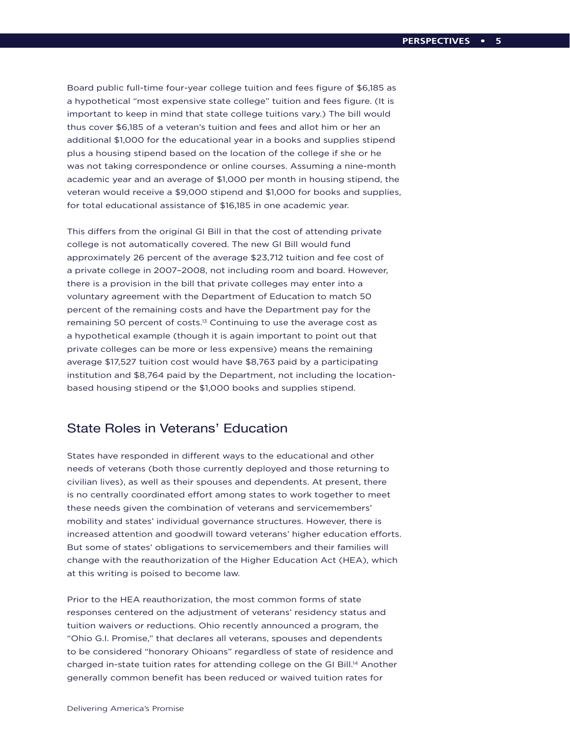Board public full-time four-year college tuition and fees figure of $6,185 as a hypothetical "most expensive state college" tuition and fees figure. (It is important to keep in mind that state college tuitions vary.) The bill would thus cover $6,185 of a veteran's tuition and fees and allot him or her an additional $1,000 for the educational year in a books and supplies stipend plus a housing stipend based on the location of the college if she or he was not taking correspondence or online courses. Assuming a nine-month academic year and an average of $1,000 per month in housing stipend, the veteran would receive a $9,000 stipend and $1,000 for books and supplies, for total educational assistance of $16,185 in one academic year.

This differs from the original GI Bill in that the cost of attending private college is not automatically covered. The new GI Bill would fund approximately 26 percent of the average $23,712 tuition and fee cost of a private college in 2007–2008, not including room and board. However, there is a provision in the bill that private colleges may enter into a voluntary agreement with the Department of Education to match 50 percent of the remaining costs and have the Department pay for the remaining 50 percent of costs.[13] Continuing to use the average cost as a hypothetical example (though it is again important to point out that private colleges can be more or less expensive) means the remaining average $17,527 tuition cost would have $8,763 paid by a participating institution and $8,764 paid by the Department, not including the location-based housing stipend or the $1,000 books and supplies stipend.

## State Roles in Veterans' Education

States have responded in different ways to the educational and other needs of veterans (both those currently deployed and those returning to civilian lives), as well as their spouses and dependents. At present, there is no centrally coordinated effort among states to work together to meet these needs given the combination of veterans and servicemembers' mobility and states' individual governance structures. However, there is increased attention and goodwill toward veterans' higher education efforts. But some of states' obligations to servicemembers and their families will change with the reauthorization of the Higher Education Act (HEA), which at this writing is poised to become law.

Prior to the HEA reauthorization, the most common forms of state responses centered on the adjustment of veterans' residency status and tuition waivers or reductions. Ohio recently announced a program, the "Ohio G.I. Promise," that declares all veterans, spouses and dependents to be considered "honorary Ohioans" regardless of state of residence and charged in-state tuition rates for attending college on the GI Bill.[14] Another generally common benefit has been reduced or waived tuition rates for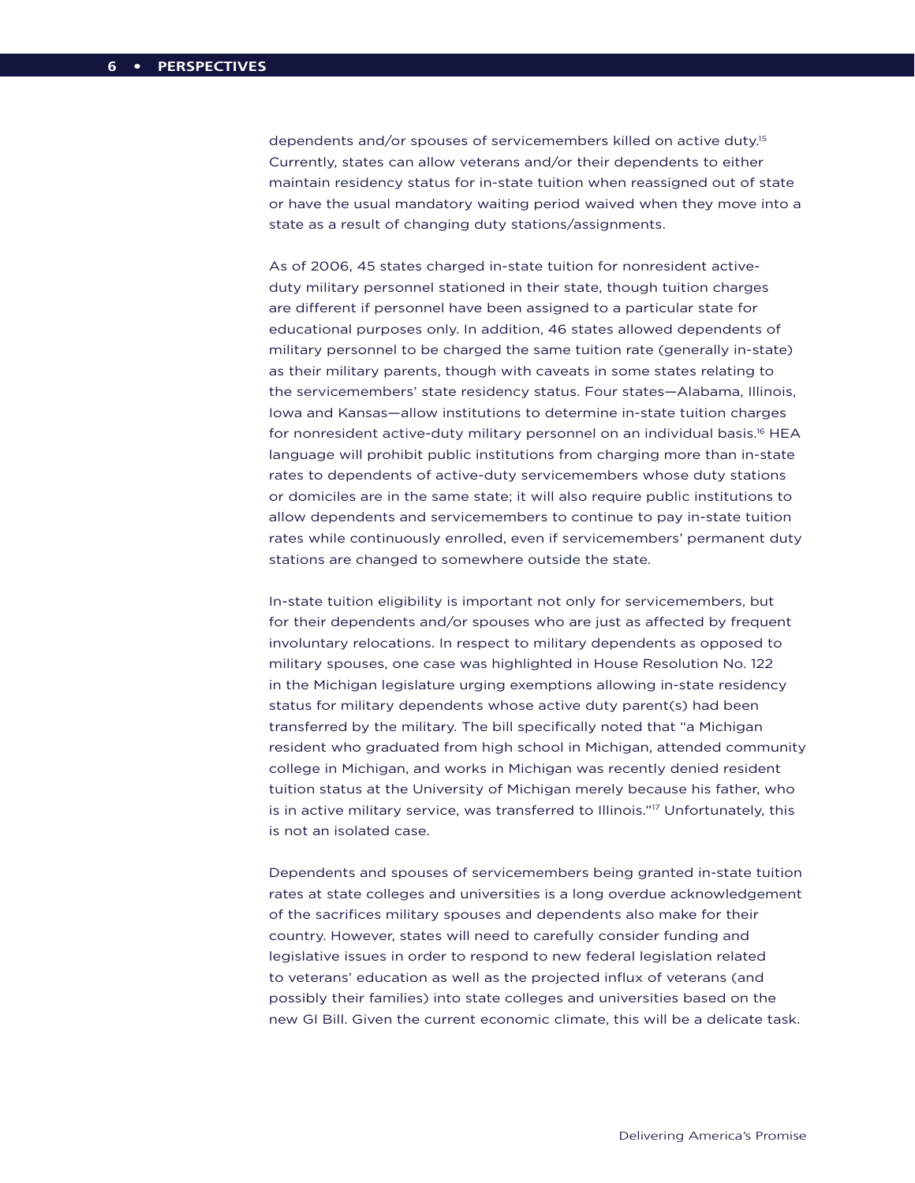dependents and/or spouses of servicemembers killed on active duty.[15] Currently, states can allow veterans and/or their dependents to either maintain residency status for in-state tuition when reassigned out of state or have the usual mandatory waiting period waived when they move into a state as a result of changing duty stations/assignments.

As of 2006, 45 states charged in-state tuition for nonresident active-duty military personnel stationed in their state, though tuition charges are different if personnel have been assigned to a particular state for educational purposes only. In addition, 46 states allowed dependents of military personnel to be charged the same tuition rate (generally in-state) as their military parents, though with caveats in some states relating to the servicemembers' state residency status. Four states—Alabama, Illinois, Iowa and Kansas—allow institutions to determine in-state tuition charges for nonresident active-duty military personnel on an individual basis.[16] HEA language will prohibit public institutions from charging more than in-state rates to dependents of active-duty servicemembers whose duty stations or domiciles are in the same state; it will also require public institutions to allow dependents and servicemembers to continue to pay in-state tuition rates while continuously enrolled, even if servicemembers' permanent duty stations are changed to somewhere outside the state.

In-state tuition eligibility is important not only for servicemembers, but for their dependents and/or spouses who are just as affected by frequent involuntary relocations. In respect to military dependents as opposed to military spouses, one case was highlighted in House Resolution No. 122 in the Michigan legislature urging exemptions allowing in-state residency status for military dependents whose active duty parent(s) had been transferred by the military. The bill specifically noted that "a Michigan resident who graduated from high school in Michigan, attended community college in Michigan, and works in Michigan was recently denied resident tuition status at the University of Michigan merely because his father, who is in active military service, was transferred to Illinois."[17] Unfortunately, this is not an isolated case.

Dependents and spouses of servicemembers being granted in-state tuition rates at state colleges and universities is a long overdue acknowledgement of the sacrifices military spouses and dependents also make for their country. However, states will need to carefully consider funding and legislative issues in order to respond to new federal legislation related to veterans' education as well as the projected influx of veterans (and possibly their families) into state colleges and universities based on the new GI Bill. Given the current economic climate, this will be a delicate task.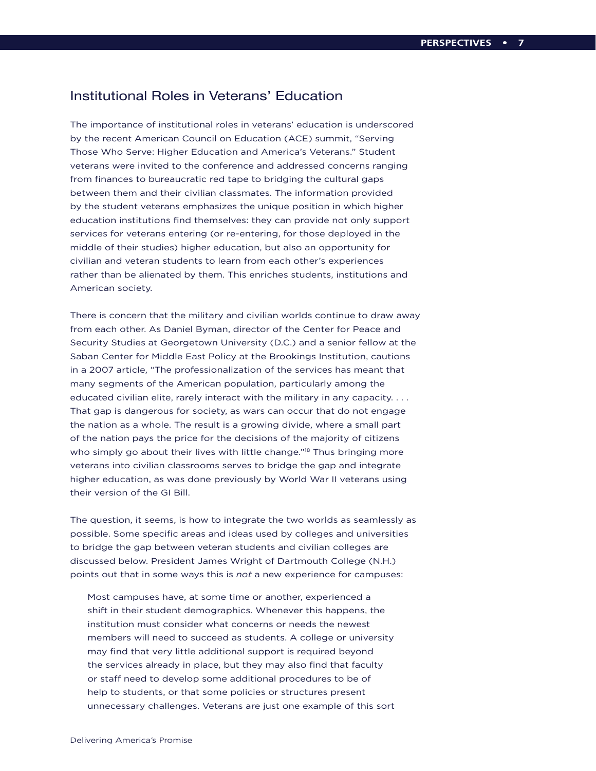## Institutional Roles in Veterans' Education

The importance of institutional roles in veterans' education is underscored by the recent American Council on Education (ACE) summit, "Serving Those Who Serve: Higher Education and America's Veterans." Student veterans were invited to the conference and addressed concerns ranging from finances to bureaucratic red tape to bridging the cultural gaps between them and their civilian classmates. The information provided by the student veterans emphasizes the unique position in which higher education institutions find themselves: they can provide not only support services for veterans entering (or re-entering, for those deployed in the middle of their studies) higher education, but also an opportunity for civilian and veteran students to learn from each other's experiences rather than be alienated by them. This enriches students, institutions and American society.

There is concern that the military and civilian worlds continue to draw away from each other. As Daniel Byman, director of the Center for Peace and Security Studies at Georgetown University (D.C.) and a senior fellow at the Saban Center for Middle East Policy at the Brookings Institution, cautions in a 2007 article, "The professionalization of the services has meant that many segments of the American population, particularly among the educated civilian elite, rarely interact with the military in any capacity. . . . That gap is dangerous for society, as wars can occur that do not engage the nation as a whole. The result is a growing divide, where a small part of the nation pays the price for the decisions of the majority of citizens who simply go about their lives with little change."[18] Thus bringing more veterans into civilian classrooms serves to bridge the gap and integrate higher education, as was done previously by World War II veterans using their version of the GI Bill.

The question, it seems, is how to integrate the two worlds as seamlessly as possible. Some specific areas and ideas used by colleges and universities to bridge the gap between veteran students and civilian colleges are discussed below. President James Wright of Dartmouth College (N.H.) points out that in some ways this is *not* a new experience for campuses:

> Most campuses have, at some time or another, experienced a shift in their student demographics. Whenever this happens, the institution must consider what concerns or needs the newest members will need to succeed as students. A college or university may find that very little additional support is required beyond the services already in place, but they may also find that faculty or staff need to develop some additional procedures to be of help to students, or that some policies or structures present unnecessary challenges. Veterans are just one example of this sort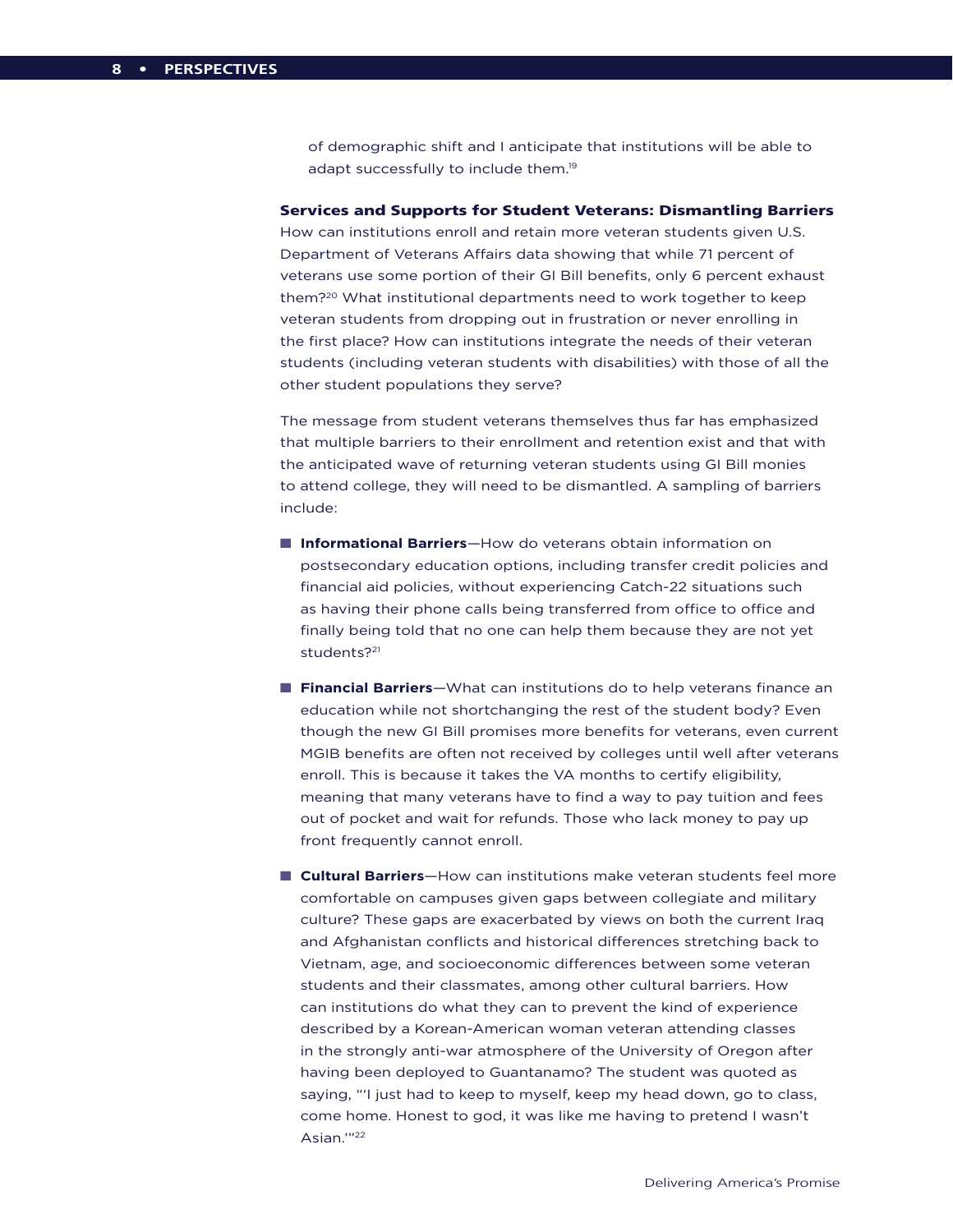of demographic shift and I anticipate that institutions will be able to adapt successfully to include them.[19]

**Services and Supports for Student Veterans: Dismantling Barriers**

How can institutions enroll and retain more veteran students given U.S. Department of Veterans Affairs data showing that while 71 percent of veterans use some portion of their GI Bill benefits, only 6 percent exhaust them?[20] What institutional departments need to work together to keep veteran students from dropping out in frustration or never enrolling in the first place? How can institutions integrate the needs of their veteran students (including veteran students with disabilities) with those of all the other student populations they serve?

The message from student veterans themselves thus far has emphasized that multiple barriers to their enrollment and retention exist and that with the anticipated wave of returning veteran students using GI Bill monies to attend college, they will need to be dismantled. A sampling of barriers include:

- **Informational Barriers**—How do veterans obtain information on postsecondary education options, including transfer credit policies and financial aid policies, without experiencing Catch-22 situations such as having their phone calls being transferred from office to office and finally being told that no one can help them because they are not yet students?[21]

- **Financial Barriers**—What can institutions do to help veterans finance an education while not shortchanging the rest of the student body? Even though the new GI Bill promises more benefits for veterans, even current MGIB benefits are often not received by colleges until well after veterans enroll. This is because it takes the VA months to certify eligibility, meaning that many veterans have to find a way to pay tuition and fees out of pocket and wait for refunds. Those who lack money to pay up front frequently cannot enroll.

- **Cultural Barriers**—How can institutions make veteran students feel more comfortable on campuses given gaps between collegiate and military culture? These gaps are exacerbated by views on both the current Iraq and Afghanistan conflicts and historical differences stretching back to Vietnam, age, and socioeconomic differences between some veteran students and their classmates, among other cultural barriers. How can institutions do what they can to prevent the kind of experience described by a Korean-American woman veteran attending classes in the strongly anti-war atmosphere of the University of Oregon after having been deployed to Guantanamo? The student was quoted as saying, "'I just had to keep to myself, keep my head down, go to class, come home. Honest to god, it was like me having to pretend I wasn't Asian.'"[22]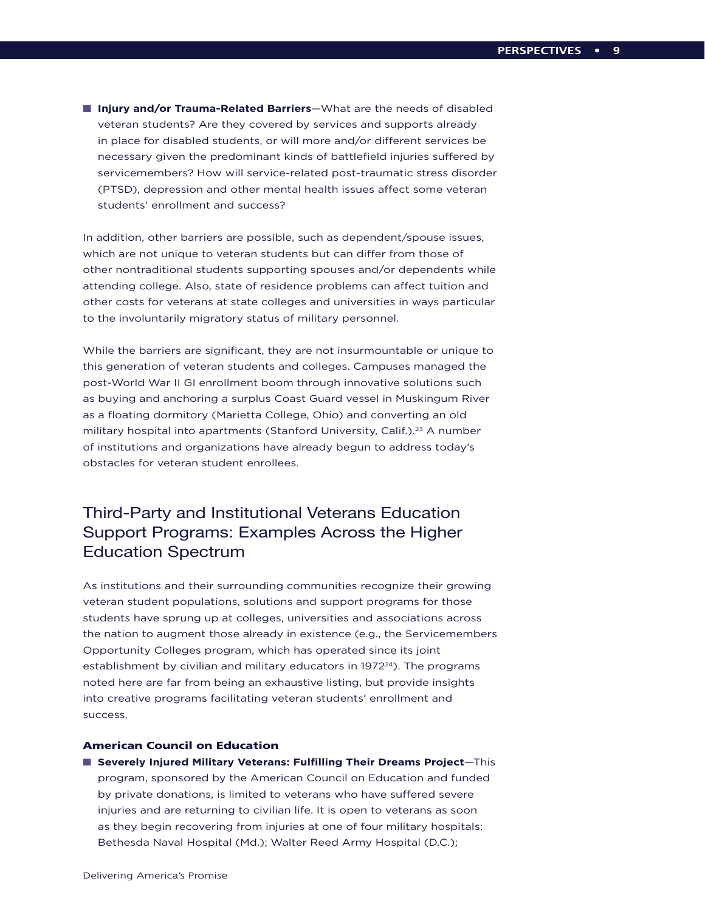- **Injury and/or Trauma-Related Barriers**—What are the needs of disabled veteran students? Are they covered by services and supports already in place for disabled students, or will more and/or different services be necessary given the predominant kinds of battlefield injuries suffered by servicemembers? How will service-related post-traumatic stress disorder (PTSD), depression and other mental health issues affect some veteran students' enrollment and success?

In addition, other barriers are possible, such as dependent/spouse issues, which are not unique to veteran students but can differ from those of other nontraditional students supporting spouses and/or dependents while attending college. Also, state of residence problems can affect tuition and other costs for veterans at state colleges and universities in ways particular to the involuntarily migratory status of military personnel.

While the barriers are significant, they are not insurmountable or unique to this generation of veteran students and colleges. Campuses managed the post-World War II GI enrollment boom through innovative solutions such as buying and anchoring a surplus Coast Guard vessel in Muskingum River as a floating dormitory (Marietta College, Ohio) and converting an old military hospital into apartments (Stanford University, Calif.).[23] A number of institutions and organizations have already begun to address today's obstacles for veteran student enrollees.

## Third-Party and Institutional Veterans Education Support Programs: Examples Across the Higher Education Spectrum

As institutions and their surrounding communities recognize their growing veteran student populations, solutions and support programs for those students have sprung up at colleges, universities and associations across the nation to augment those already in existence (e.g., the Servicemembers Opportunity Colleges program, which has operated since its joint establishment by civilian and military educators in 1972[24]). The programs noted here are far from being an exhaustive listing, but provide insights into creative programs facilitating veteran students' enrollment and success.

### American Council on Education

- **Severely Injured Military Veterans: Fulfilling Their Dreams Project**—This program, sponsored by the American Council on Education and funded by private donations, is limited to veterans who have suffered severe injuries and are returning to civilian life. It is open to veterans as soon as they begin recovering from injuries at one of four military hospitals: Bethesda Naval Hospital (Md.); Walter Reed Army Hospital (D.C.);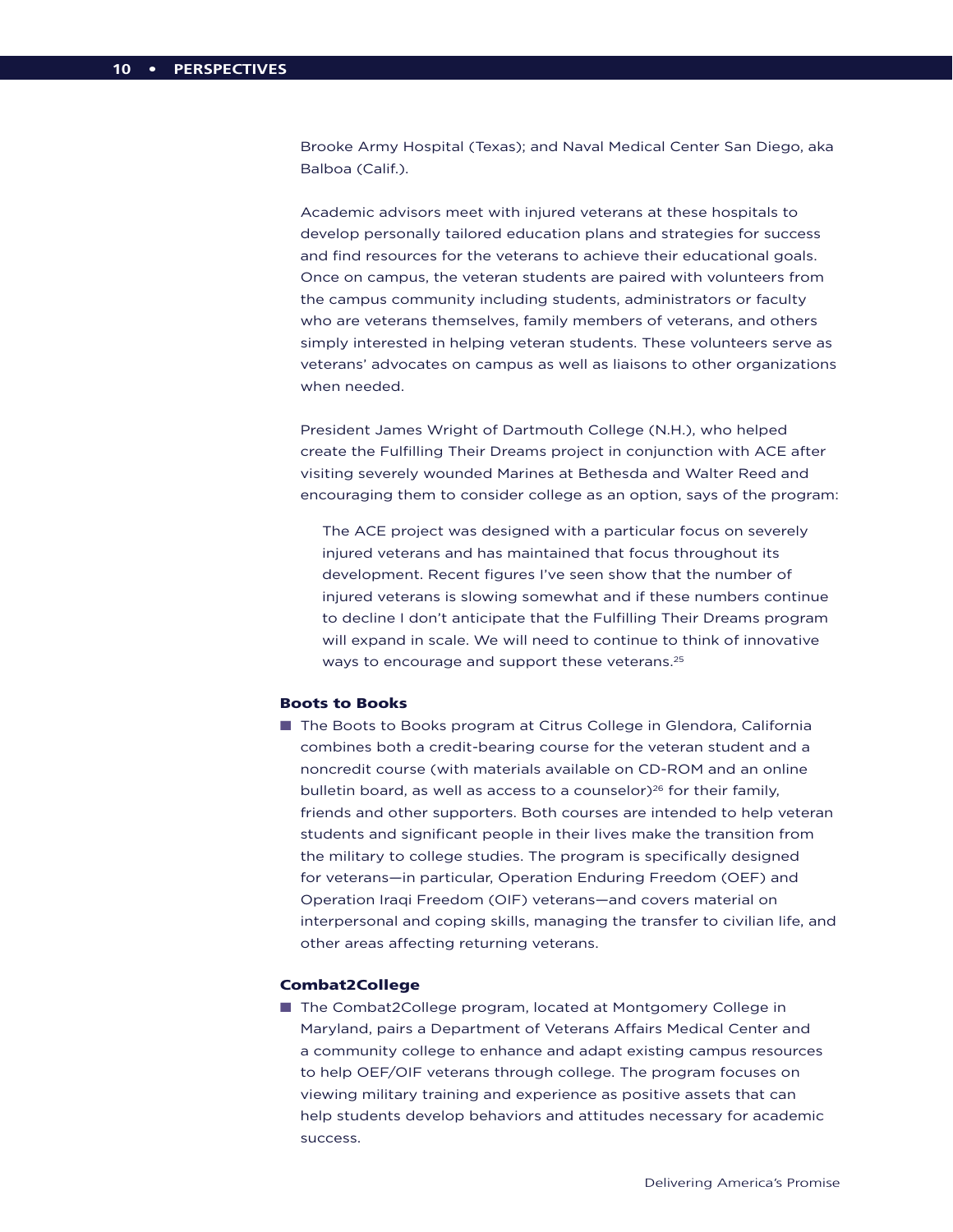Brooke Army Hospital (Texas); and Naval Medical Center San Diego, aka Balboa (Calif.).

Academic advisors meet with injured veterans at these hospitals to develop personally tailored education plans and strategies for success and find resources for the veterans to achieve their educational goals. Once on campus, the veteran students are paired with volunteers from the campus community including students, administrators or faculty who are veterans themselves, family members of veterans, and others simply interested in helping veteran students. These volunteers serve as veterans' advocates on campus as well as liaisons to other organizations when needed.

President James Wright of Dartmouth College (N.H.), who helped create the Fulfilling Their Dreams project in conjunction with ACE after visiting severely wounded Marines at Bethesda and Walter Reed and encouraging them to consider college as an option, says of the program:

> The ACE project was designed with a particular focus on severely injured veterans and has maintained that focus throughout its development. Recent figures I've seen show that the number of injured veterans is slowing somewhat and if these numbers continue to decline I don't anticipate that the Fulfilling Their Dreams program will expand in scale. We will need to continue to think of innovative ways to encourage and support these veterans.[25]

### Boots to Books

- The Boots to Books program at Citrus College in Glendora, California combines both a credit-bearing course for the veteran student and a noncredit course (with materials available on CD-ROM and an online bulletin board, as well as access to a counselor)[26] for their family, friends and other supporters. Both courses are intended to help veteran students and significant people in their lives make the transition from the military to college studies. The program is specifically designed for veterans—in particular, Operation Enduring Freedom (OEF) and Operation Iraqi Freedom (OIF) veterans—and covers material on interpersonal and coping skills, managing the transfer to civilian life, and other areas affecting returning veterans.

### Combat2College

- The Combat2College program, located at Montgomery College in Maryland, pairs a Department of Veterans Affairs Medical Center and a community college to enhance and adapt existing campus resources to help OEF/OIF veterans through college. The program focuses on viewing military training and experience as positive assets that can help students develop behaviors and attitudes necessary for academic success.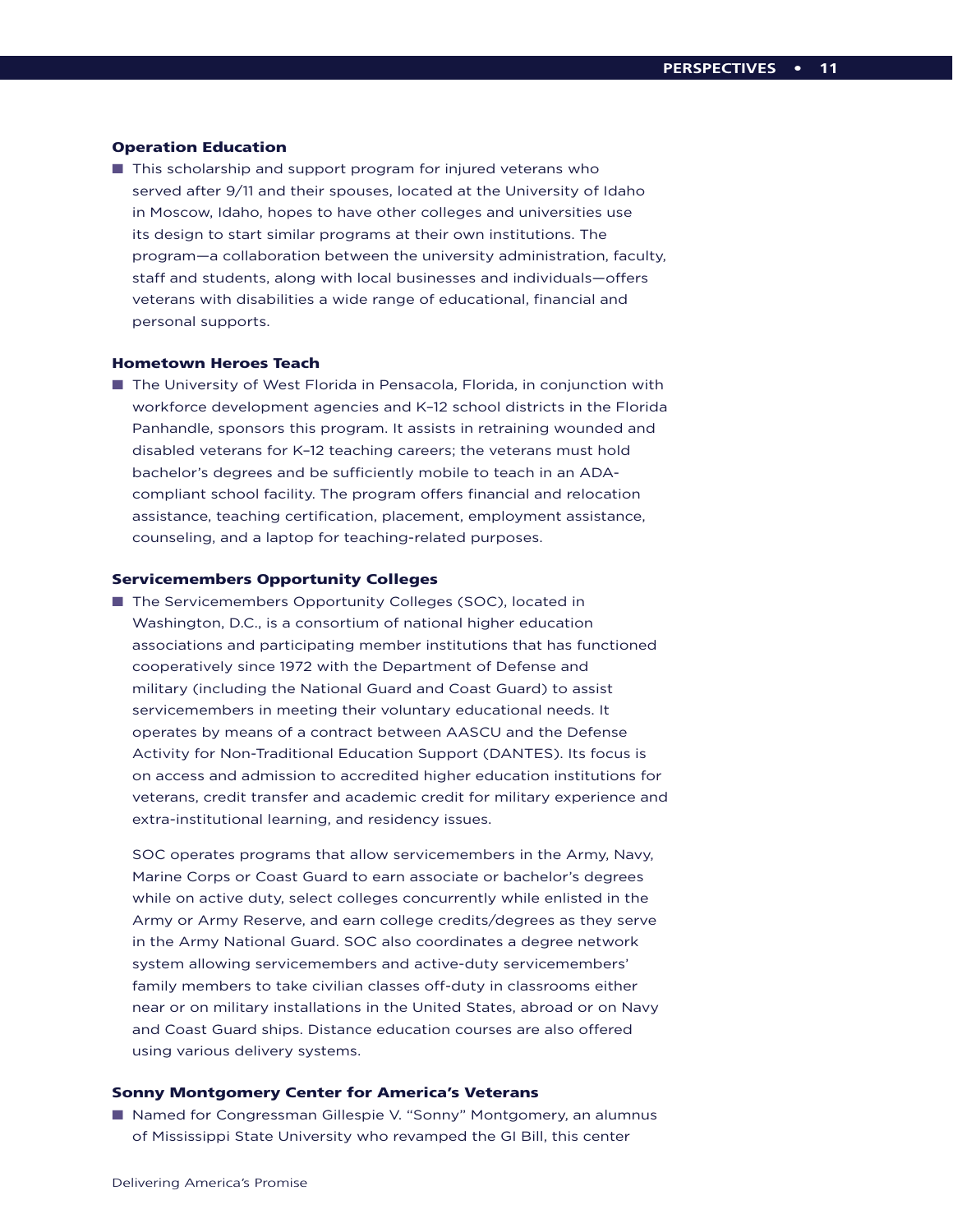### Operation Education

- This scholarship and support program for injured veterans who served after 9/11 and their spouses, located at the University of Idaho in Moscow, Idaho, hopes to have other colleges and universities use its design to start similar programs at their own institutions. The program—a collaboration between the university administration, faculty, staff and students, along with local businesses and individuals—offers veterans with disabilities a wide range of educational, financial and personal supports.

### Hometown Heroes Teach

- The University of West Florida in Pensacola, Florida, in conjunction with workforce development agencies and K–12 school districts in the Florida Panhandle, sponsors this program. It assists in retraining wounded and disabled veterans for K–12 teaching careers; the veterans must hold bachelor's degrees and be sufficiently mobile to teach in an ADA-compliant school facility. The program offers financial and relocation assistance, teaching certification, placement, employment assistance, counseling, and a laptop for teaching-related purposes.

### Servicemembers Opportunity Colleges

- The Servicemembers Opportunity Colleges (SOC), located in Washington, D.C., is a consortium of national higher education associations and participating member institutions that has functioned cooperatively since 1972 with the Department of Defense and military (including the National Guard and Coast Guard) to assist servicemembers in meeting their voluntary educational needs. It operates by means of a contract between AASCU and the Defense Activity for Non-Traditional Education Support (DANTES). Its focus is on access and admission to accredited higher education institutions for veterans, credit transfer and academic credit for military experience and extra-institutional learning, and residency issues.

  SOC operates programs that allow servicemembers in the Army, Navy, Marine Corps or Coast Guard to earn associate or bachelor's degrees while on active duty, select colleges concurrently while enlisted in the Army or Army Reserve, and earn college credits/degrees as they serve in the Army National Guard. SOC also coordinates a degree network system allowing servicemembers and active-duty servicemembers' family members to take civilian classes off-duty in classrooms either near or on military installations in the United States, abroad or on Navy and Coast Guard ships. Distance education courses are also offered using various delivery systems.

### Sonny Montgomery Center for America's Veterans

- Named for Congressman Gillespie V. "Sonny" Montgomery, an alumnus of Mississippi State University who revamped the GI Bill, this center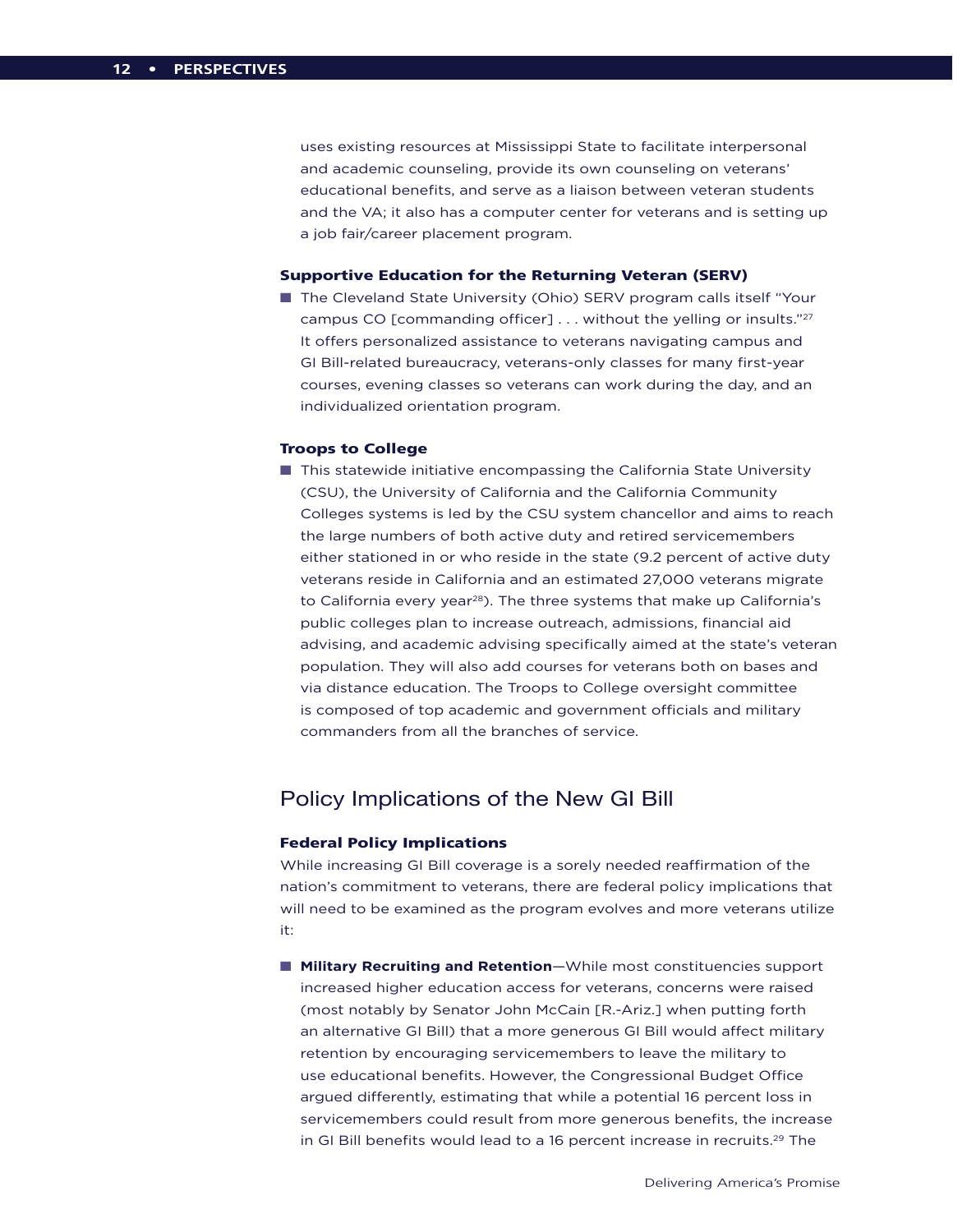uses existing resources at Mississippi State to facilitate interpersonal and academic counseling, provide its own counseling on veterans' educational benefits, and serve as a liaison between veteran students and the VA; it also has a computer center for veterans and is setting up a job fair/career placement program.

#### Supportive Education for the Returning Veteran (SERV)

- The Cleveland State University (Ohio) SERV program calls itself "Your campus CO [commanding officer] . . . without the yelling or insults."[27] It offers personalized assistance to veterans navigating campus and GI Bill-related bureaucracy, veterans-only classes for many first-year courses, evening classes so veterans can work during the day, and an individualized orientation program.

#### Troops to College

- This statewide initiative encompassing the California State University (CSU), the University of California and the California Community Colleges systems is led by the CSU system chancellor and aims to reach the large numbers of both active duty and retired servicemembers either stationed in or who reside in the state (9.2 percent of active duty veterans reside in California and an estimated 27,000 veterans migrate to California every year[28]). The three systems that make up California's public colleges plan to increase outreach, admissions, financial aid advising, and academic advising specifically aimed at the state's veteran population. They will also add courses for veterans both on bases and via distance education. The Troops to College oversight committee is composed of top academic and government officials and military commanders from all the branches of service.

## Policy Implications of the New GI Bill

#### Federal Policy Implications

While increasing GI Bill coverage is a sorely needed reaffirmation of the nation's commitment to veterans, there are federal policy implications that will need to be examined as the program evolves and more veterans utilize it:

- **Military Recruiting and Retention**—While most constituencies support increased higher education access for veterans, concerns were raised (most notably by Senator John McCain [R.-Ariz.] when putting forth an alternative GI Bill) that a more generous GI Bill would affect military retention by encouraging servicemembers to leave the military to use educational benefits. However, the Congressional Budget Office argued differently, estimating that while a potential 16 percent loss in servicemembers could result from more generous benefits, the increase in GI Bill benefits would lead to a 16 percent increase in recruits.[29] The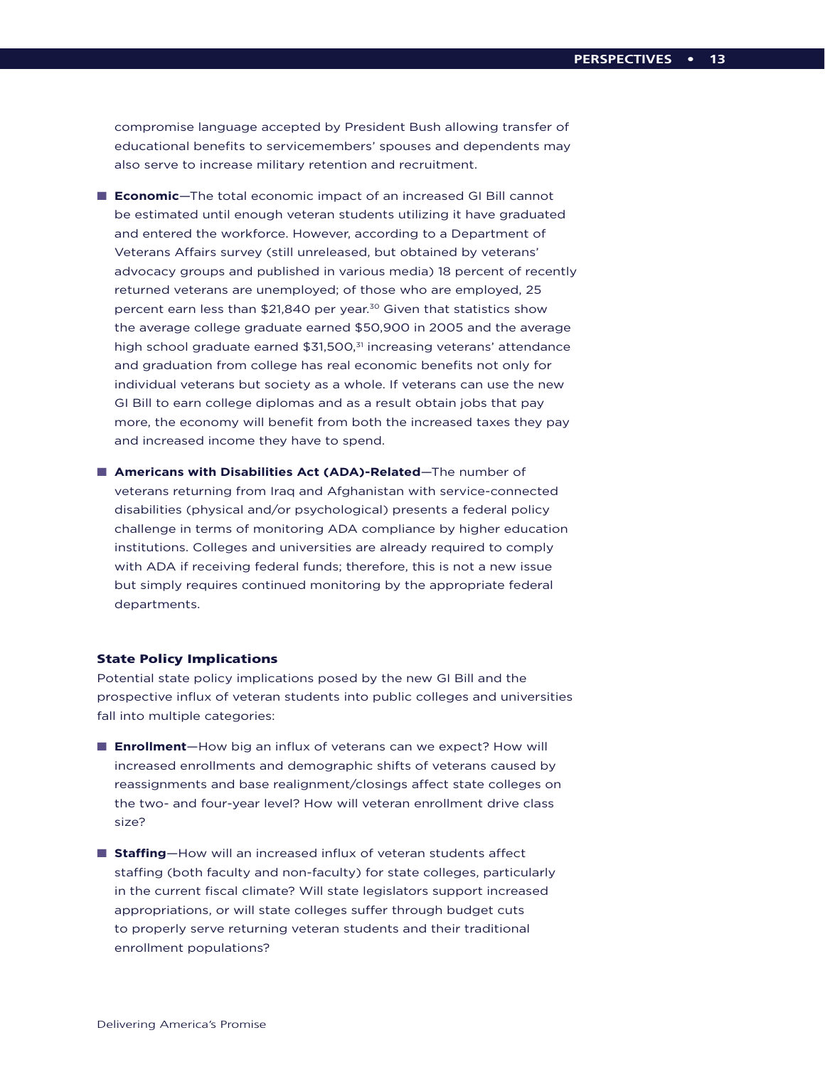compromise language accepted by President Bush allowing transfer of educational benefits to servicemembers' spouses and dependents may also serve to increase military retention and recruitment.

- **Economic**—The total economic impact of an increased GI Bill cannot be estimated until enough veteran students utilizing it have graduated and entered the workforce. However, according to a Department of Veterans Affairs survey (still unreleased, but obtained by veterans' advocacy groups and published in various media) 18 percent of recently returned veterans are unemployed; of those who are employed, 25 percent earn less than $21,840 per year.[30] Given that statistics show the average college graduate earned $50,900 in 2005 and the average high school graduate earned $31,500,[31] increasing veterans' attendance and graduation from college has real economic benefits not only for individual veterans but society as a whole. If veterans can use the new GI Bill to earn college diplomas and as a result obtain jobs that pay more, the economy will benefit from both the increased taxes they pay and increased income they have to spend.

- **Americans with Disabilities Act (ADA)-Related**—The number of veterans returning from Iraq and Afghanistan with service-connected disabilities (physical and/or psychological) presents a federal policy challenge in terms of monitoring ADA compliance by higher education institutions. Colleges and universities are already required to comply with ADA if receiving federal funds; therefore, this is not a new issue but simply requires continued monitoring by the appropriate federal departments.

### State Policy Implications

Potential state policy implications posed by the new GI Bill and the prospective influx of veteran students into public colleges and universities fall into multiple categories:

- **Enrollment**—How big an influx of veterans can we expect? How will increased enrollments and demographic shifts of veterans caused by reassignments and base realignment/closings affect state colleges on the two- and four-year level? How will veteran enrollment drive class size?

- **Staffing**—How will an increased influx of veteran students affect staffing (both faculty and non-faculty) for state colleges, particularly in the current fiscal climate? Will state legislators support increased appropriations, or will state colleges suffer through budget cuts to properly serve returning veteran students and their traditional enrollment populations?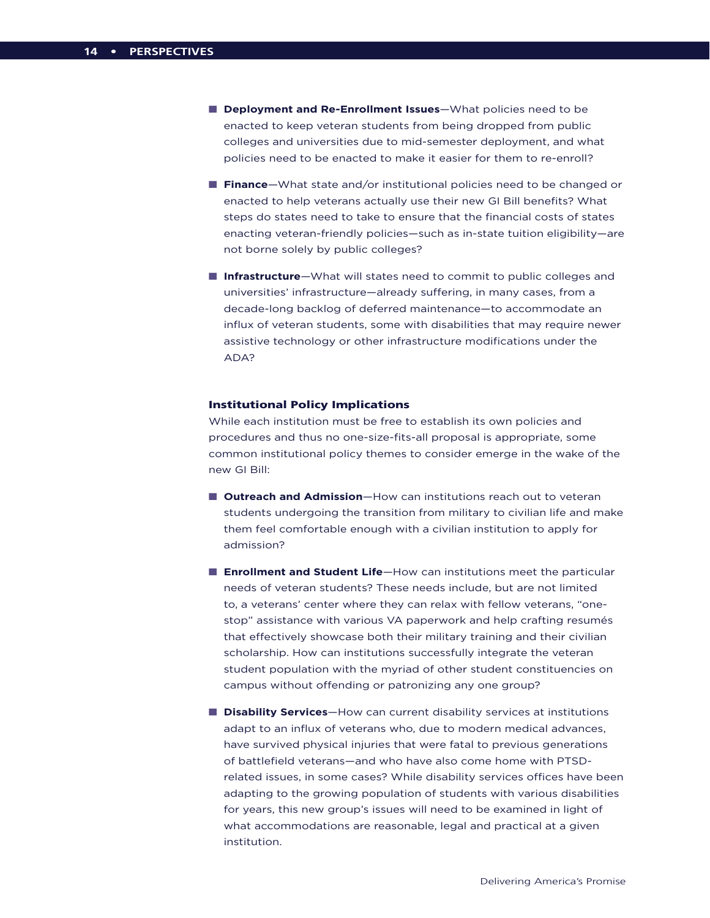- **Deployment and Re-Enrollment Issues**—What policies need to be enacted to keep veteran students from being dropped from public colleges and universities due to mid-semester deployment, and what policies need to be enacted to make it easier for them to re-enroll?

- **Finance**—What state and/or institutional policies need to be changed or enacted to help veterans actually use their new GI Bill benefits? What steps do states need to take to ensure that the financial costs of states enacting veteran-friendly policies—such as in-state tuition eligibility—are not borne solely by public colleges?

- **Infrastructure**—What will states need to commit to public colleges and universities' infrastructure—already suffering, in many cases, from a decade-long backlog of deferred maintenance—to accommodate an influx of veteran students, some with disabilities that may require newer assistive technology or other infrastructure modifications under the ADA?

### Institutional Policy Implications

While each institution must be free to establish its own policies and procedures and thus no one-size-fits-all proposal is appropriate, some common institutional policy themes to consider emerge in the wake of the new GI Bill:

- **Outreach and Admission**—How can institutions reach out to veteran students undergoing the transition from military to civilian life and make them feel comfortable enough with a civilian institution to apply for admission?

- **Enrollment and Student Life**—How can institutions meet the particular needs of veteran students? These needs include, but are not limited to, a veterans' center where they can relax with fellow veterans, "one-stop" assistance with various VA paperwork and help crafting resumés that effectively showcase both their military training and their civilian scholarship. How can institutions successfully integrate the veteran student population with the myriad of other student constituencies on campus without offending or patronizing any one group?

- **Disability Services**—How can current disability services at institutions adapt to an influx of veterans who, due to modern medical advances, have survived physical injuries that were fatal to previous generations of battlefield veterans—and who have also come home with PTSD-related issues, in some cases? While disability services offices have been adapting to the growing population of students with various disabilities for years, this new group's issues will need to be examined in light of what accommodations are reasonable, legal and practical at a given institution.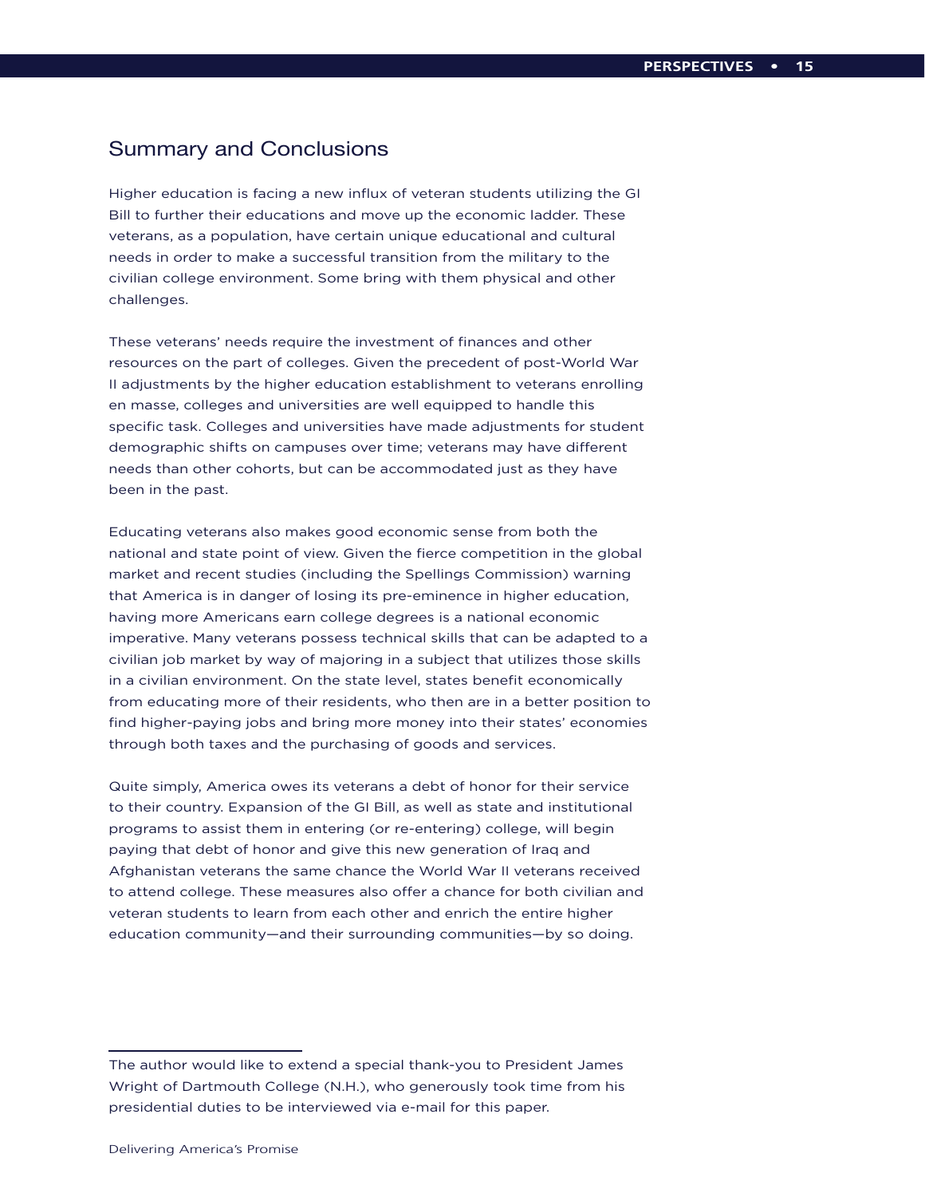## Summary and Conclusions

Higher education is facing a new influx of veteran students utilizing the GI Bill to further their educations and move up the economic ladder. These veterans, as a population, have certain unique educational and cultural needs in order to make a successful transition from the military to the civilian college environment. Some bring with them physical and other challenges.

These veterans' needs require the investment of finances and other resources on the part of colleges. Given the precedent of post-World War II adjustments by the higher education establishment to veterans enrolling en masse, colleges and universities are well equipped to handle this specific task. Colleges and universities have made adjustments for student demographic shifts on campuses over time; veterans may have different needs than other cohorts, but can be accommodated just as they have been in the past.

Educating veterans also makes good economic sense from both the national and state point of view. Given the fierce competition in the global market and recent studies (including the Spellings Commission) warning that America is in danger of losing its pre-eminence in higher education, having more Americans earn college degrees is a national economic imperative. Many veterans possess technical skills that can be adapted to a civilian job market by way of majoring in a subject that utilizes those skills in a civilian environment. On the state level, states benefit economically from educating more of their residents, who then are in a better position to find higher-paying jobs and bring more money into their states' economies through both taxes and the purchasing of goods and services.

Quite simply, America owes its veterans a debt of honor for their service to their country. Expansion of the GI Bill, as well as state and institutional programs to assist them in entering (or re-entering) college, will begin paying that debt of honor and give this new generation of Iraq and Afghanistan veterans the same chance the World War II veterans received to attend college. These measures also offer a chance for both civilian and veteran students to learn from each other and enrich the entire higher education community—and their surrounding communities—by so doing.

---

The author would like to extend a special thank-you to President James Wright of Dartmouth College (N.H.), who generously took time from his presidential duties to be interviewed via e-mail for this paper.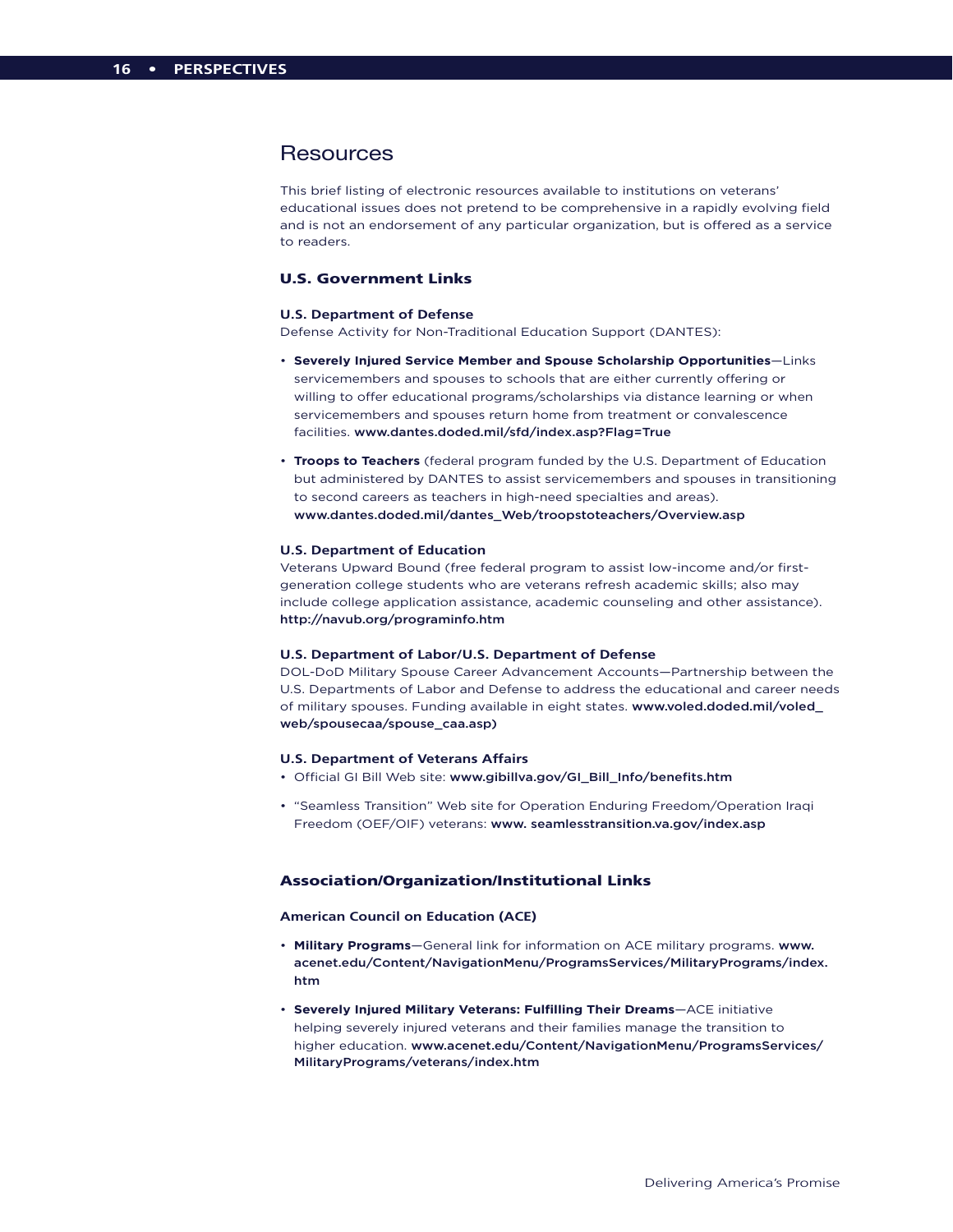## Resources

This brief listing of electronic resources available to institutions on veterans' educational issues does not pretend to be comprehensive in a rapidly evolving field and is not an endorsement of any particular organization, but is offered as a service to readers.

### U.S. Government Links

**U.S. Department of Defense**
Defense Activity for Non-Traditional Education Support (DANTES):

- **Severely Injured Service Member and Spouse Scholarship Opportunities**—Links servicemembers and spouses to schools that are either currently offering or willing to offer educational programs/scholarships via distance learning or when servicemembers and spouses return home from treatment or convalescence facilities. **www.dantes.doded.mil/sfd/index.asp?Flag=True**

- **Troops to Teachers** (federal program funded by the U.S. Department of Education but administered by DANTES to assist servicemembers and spouses in transitioning to second careers as teachers in high-need specialties and areas). **www.dantes.doded.mil/dantes_Web/troopstoteachers/Overview.asp**

**U.S. Department of Education**
Veterans Upward Bound (free federal program to assist low-income and/or first-generation college students who are veterans refresh academic skills; also may include college application assistance, academic counseling and other assistance). **http://navub.org/programinfo.htm**

**U.S. Department of Labor/U.S. Department of Defense**
DOL-DoD Military Spouse Career Advancement Accounts—Partnership between the U.S. Departments of Labor and Defense to address the educational and career needs of military spouses. Funding available in eight states. **www.voled.doded.mil/voled_web/spousecaa/spouse_caa.asp)**

**U.S. Department of Veterans Affairs**

- Official GI Bill Web site: **www.gibillva.gov/GI_Bill_Info/benefits.htm**

- "Seamless Transition" Web site for Operation Enduring Freedom/Operation Iraqi Freedom (OEF/OIF) veterans: **www. seamlesstransition.va.gov/index.asp**

### Association/Organization/Institutional Links

**American Council on Education (ACE)**

- **Military Programs**—General link for information on ACE military programs. **www.acenet.edu/Content/NavigationMenu/ProgramsServices/MilitaryPrograms/index.htm**

- **Severely Injured Military Veterans: Fulfilling Their Dreams**—ACE initiative helping severely injured veterans and their families manage the transition to higher education. **www.acenet.edu/Content/NavigationMenu/ProgramsServices/MilitaryPrograms/veterans/index.htm**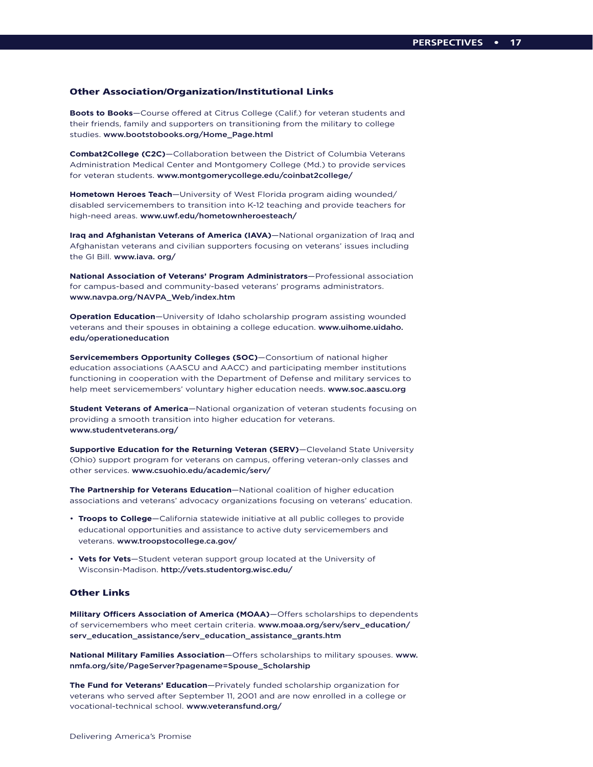### Other Association/Organization/Institutional Links

**Boots to Books**—Course offered at Citrus College (Calif.) for veteran students and their friends, family and supporters on transitioning from the military to college studies. **www.bootstobooks.org/Home_Page.html**

**Combat2College (C2C)**—Collaboration between the District of Columbia Veterans Administration Medical Center and Montgomery College (Md.) to provide services for veteran students. **www.montgomerycollege.edu/coinbat2college/**

**Hometown Heroes Teach**—University of West Florida program aiding wounded/disabled servicemembers to transition into K-12 teaching and provide teachers for high-need areas. **www.uwf.edu/hometownheroesteach/**

**Iraq and Afghanistan Veterans of America (IAVA)**—National organization of Iraq and Afghanistan veterans and civilian supporters focusing on veterans' issues including the GI Bill. **www.iava. org/**

**National Association of Veterans' Program Administrators**—Professional association for campus-based and community-based veterans' programs administrators. **www.navpa.org/NAVPA_Web/index.htm**

**Operation Education**—University of Idaho scholarship program assisting wounded veterans and their spouses in obtaining a college education. **www.uihome.uidaho.edu/operationeducation**

**Servicemembers Opportunity Colleges (SOC)**—Consortium of national higher education associations (AASCU and AACC) and participating member institutions functioning in cooperation with the Department of Defense and military services to help meet servicemembers' voluntary higher education needs. **www.soc.aascu.org**

**Student Veterans of America**—National organization of veteran students focusing on providing a smooth transition into higher education for veterans. **www.studentveterans.org/**

**Supportive Education for the Returning Veteran (SERV)**—Cleveland State University (Ohio) support program for veterans on campus, offering veteran-only classes and other services. **www.csuohio.edu/academic/serv/**

**The Partnership for Veterans Education**—National coalition of higher education associations and veterans' advocacy organizations focusing on veterans' education.

- **Troops to College**—California statewide initiative at all public colleges to provide educational opportunities and assistance to active duty servicemembers and veterans. **www.troopstocollege.ca.gov/**
- **Vets for Vets**—Student veteran support group located at the University of Wisconsin-Madison. **http://vets.studentorg.wisc.edu/**

### Other Links

**Military Officers Association of America (MOAA)**—Offers scholarships to dependents of servicemembers who meet certain criteria. **www.moaa.org/serv/serv_education/serv_education_assistance/serv_education_assistance_grants.htm**

**National Military Families Association**—Offers scholarships to military spouses. **www.nmfa.org/site/PageServer?pagename=Spouse_Scholarship**

**The Fund for Veterans' Education**—Privately funded scholarship organization for veterans who served after September 11, 2001 and are now enrolled in a college or vocational-technical school. **www.veteransfund.org/**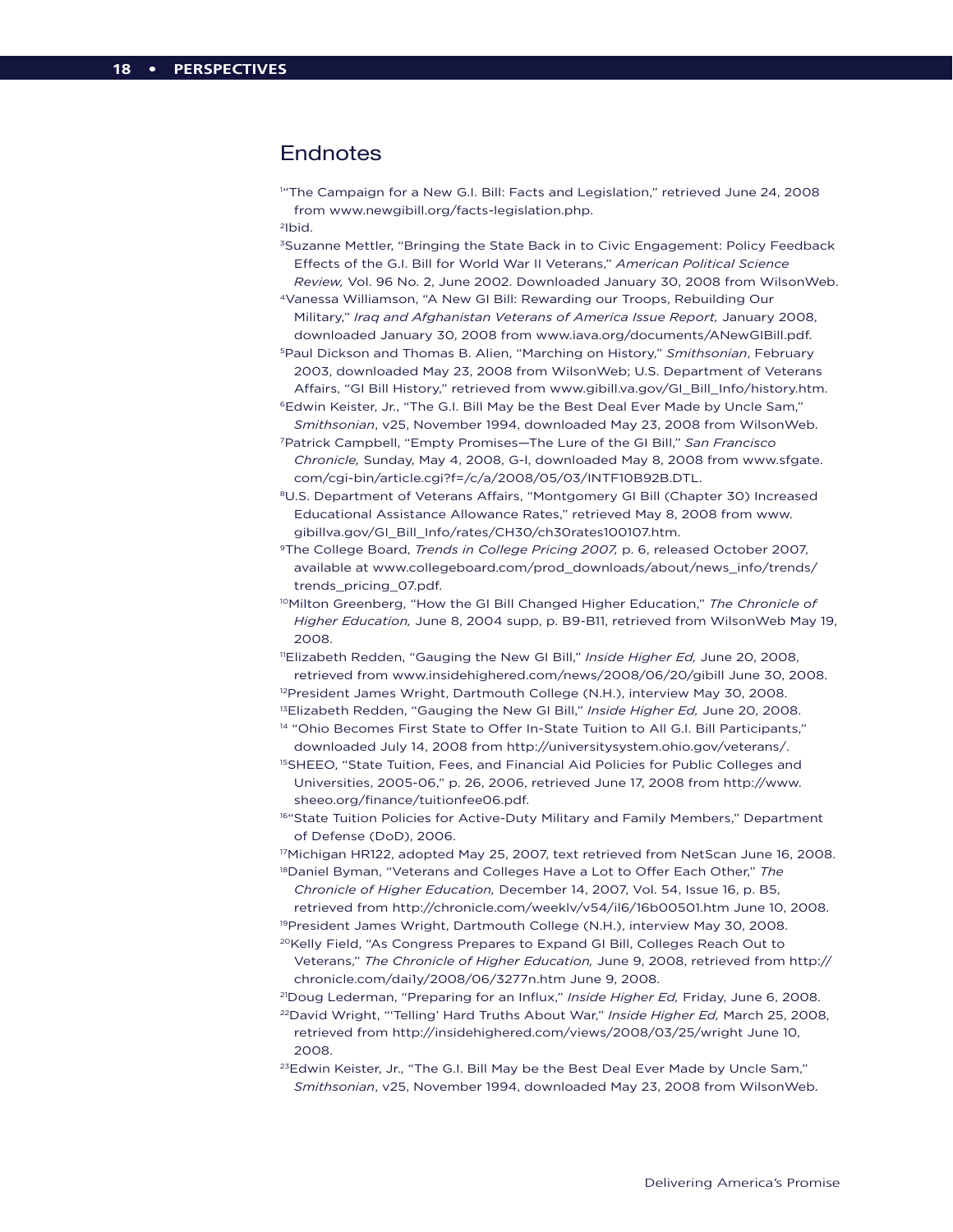# Endnotes

[1]"The Campaign for a New G.I. Bill: Facts and Legislation," retrieved June 24, 2008 from www.newgibill.org/facts-legislation.php.

[2]Ibid.

[3]Suzanne Mettler, "Bringing the State Back in to Civic Engagement: Policy Feedback Effects of the G.I. Bill for World War II Veterans," *American Political Science Review,* Vol. 96 No. 2, June 2002. Downloaded January 30, 2008 from WilsonWeb.

[4]Vanessa Williamson, "A New GI Bill: Rewarding our Troops, Rebuilding Our Military," *Iraq and Afghanistan Veterans of America Issue Report,* January 2008, downloaded January 30, 2008 from www.iava.org/documents/ANewGIBill.pdf.

[5]Paul Dickson and Thomas B. Alien, "Marching on History," *Smithsonian*, February 2003, downloaded May 23, 2008 from WilsonWeb; U.S. Department of Veterans Affairs, "GI Bill History," retrieved from www.gibill.va.gov/GI_Bill_Info/history.htm.

[6]Edwin Keister, Jr., "The G.I. Bill May be the Best Deal Ever Made by Uncle Sam," *Smithsonian*, v25, November 1994, downloaded May 23, 2008 from WilsonWeb.

[7]Patrick Campbell, "Empty Promises—The Lure of the GI Bill," *San Francisco Chronicle,* Sunday, May 4, 2008, G-l, downloaded May 8, 2008 from www.sfgate.com/cgi-bin/article.cgi?f=/c/a/2008/05/03/INTF10B92B.DTL.

[8]U.S. Department of Veterans Affairs, "Montgomery GI Bill (Chapter 30) Increased Educational Assistance Allowance Rates," retrieved May 8, 2008 from www.gibillva.gov/GI_Bill_Info/rates/CH30/ch30rates100107.htm.

[9]The College Board, *Trends in College Pricing 2007,* p. 6, released October 2007, available at www.collegeboard.com/prod_downloads/about/news_info/trends/trends_pricing_07.pdf.

[10]Milton Greenberg, "How the GI Bill Changed Higher Education," *The Chronicle of Higher Education,* June 8, 2004 supp, p. B9-B11, retrieved from WilsonWeb May 19, 2008.

[11]Elizabeth Redden, "Gauging the New GI Bill," *Inside Higher Ed,* June 20, 2008, retrieved from www.insidehighered.com/news/2008/06/20/gibill June 30, 2008.

[12]President James Wright, Dartmouth College (N.H.), interview May 30, 2008.

[13]Elizabeth Redden, "Gauging the New GI Bill," *Inside Higher Ed,* June 20, 2008.

[14] "Ohio Becomes First State to Offer In-State Tuition to All G.I. Bill Participants," downloaded July 14, 2008 from http://universitysystem.ohio.gov/veterans/.

[15]SHEEO, "State Tuition, Fees, and Financial Aid Policies for Public Colleges and Universities, 2005-06," p. 26, 2006, retrieved June 17, 2008 from http://www.sheeo.org/finance/tuitionfee06.pdf.

[16]"State Tuition Policies for Active-Duty Military and Family Members," Department of Defense (DoD), 2006.

[17]Michigan HR122, adopted May 25, 2007, text retrieved from NetScan June 16, 2008.

[18]Daniel Byman, "Veterans and Colleges Have a Lot to Offer Each Other," *The Chronicle of Higher Education,* December 14, 2007, Vol. 54, Issue 16, p. B5, retrieved from http://chronicle.com/weeklv/v54/il6/16b00501.htm June 10, 2008.

[19]President James Wright, Dartmouth College (N.H.), interview May 30, 2008.

[20]Kelly Field, "As Congress Prepares to Expand GI Bill, Colleges Reach Out to Veterans," *The Chronicle of Higher Education,* June 9, 2008, retrieved from http://chronicle.com/daily/2008/06/3277n.htm June 9, 2008.

[21]Doug Lederman, "Preparing for an Influx," *Inside Higher Ed,* Friday, June 6, 2008.

[22]David Wright, "'Telling' Hard Truths About War," *Inside Higher Ed,* March 25, 2008, retrieved from http://insidehighered.com/views/2008/03/25/wright June 10, 2008.

[23]Edwin Keister, Jr., "The G.I. Bill May be the Best Deal Ever Made by Uncle Sam," *Smithsonian*, v25, November 1994, downloaded May 23, 2008 from WilsonWeb.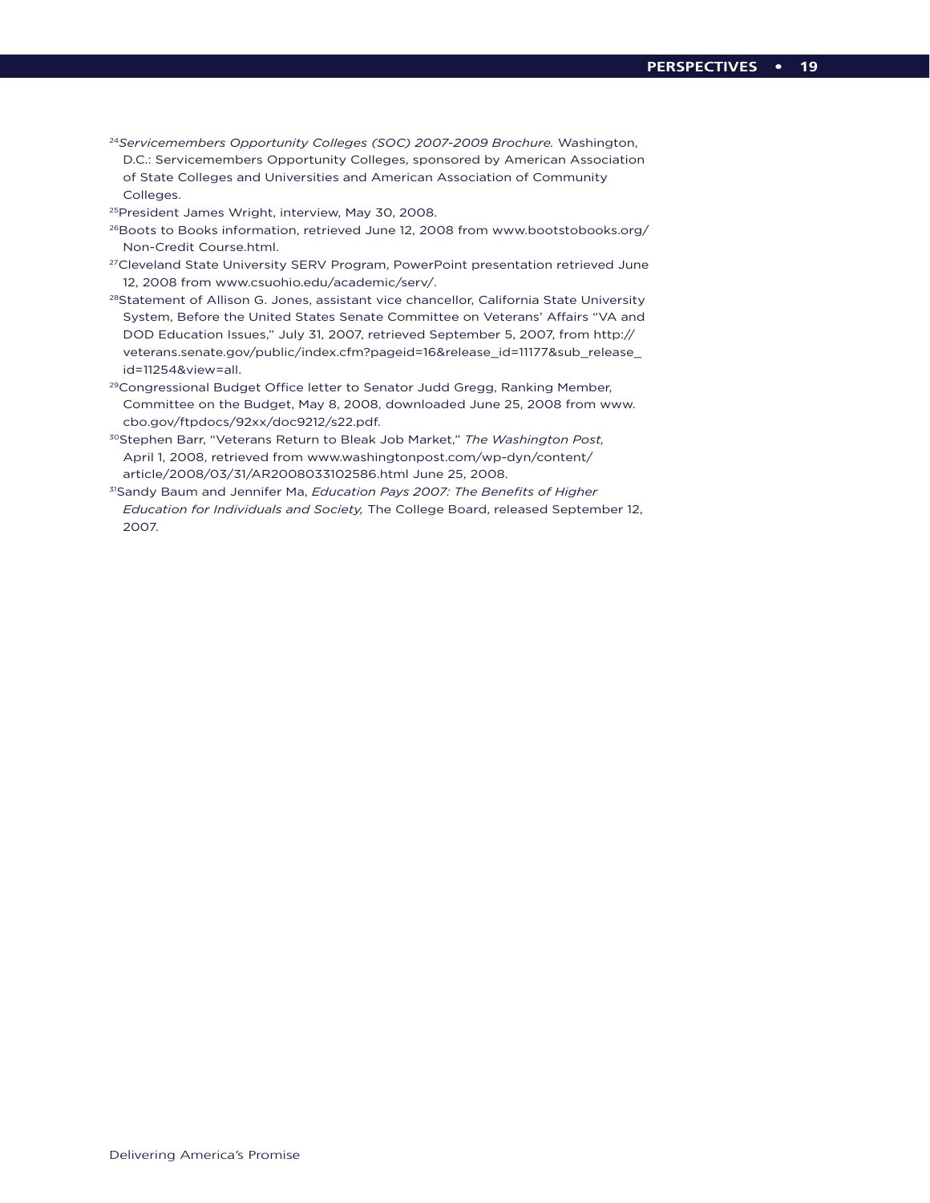[24]*Servicemembers Opportunity Colleges (SOC) 2007-2009 Brochure.* Washington, D.C.: Servicemembers Opportunity Colleges, sponsored by American Association of State Colleges and Universities and American Association of Community Colleges.

[25]President James Wright, interview, May 30, 2008.

[26]Boots to Books information, retrieved June 12, 2008 from www.bootstobooks.org/Non-Credit Course.html.

[27]Cleveland State University SERV Program, PowerPoint presentation retrieved June 12, 2008 from www.csuohio.edu/academic/serv/.

[28]Statement of Allison G. Jones, assistant vice chancellor, California State University System, Before the United States Senate Committee on Veterans' Affairs "VA and DOD Education Issues," July 31, 2007, retrieved September 5, 2007, from http://veterans.senate.gov/public/index.cfm?pageid=16&release_id=11177&sub_release_id=11254&view=all.

[29]Congressional Budget Office letter to Senator Judd Gregg, Ranking Member, Committee on the Budget, May 8, 2008, downloaded June 25, 2008 from www.cbo.gov/ftpdocs/92xx/doc9212/s22.pdf.

[30]Stephen Barr, "Veterans Return to Bleak Job Market," *The Washington Post,* April 1, 2008, retrieved from www.washingtonpost.com/wp-dyn/content/article/2008/03/31/AR2008033102586.html June 25, 2008.

[31]Sandy Baum and Jennifer Ma, *Education Pays 2007: The Benefits of Higher Education for Individuals and Society,* The College Board, released September 12, 2007.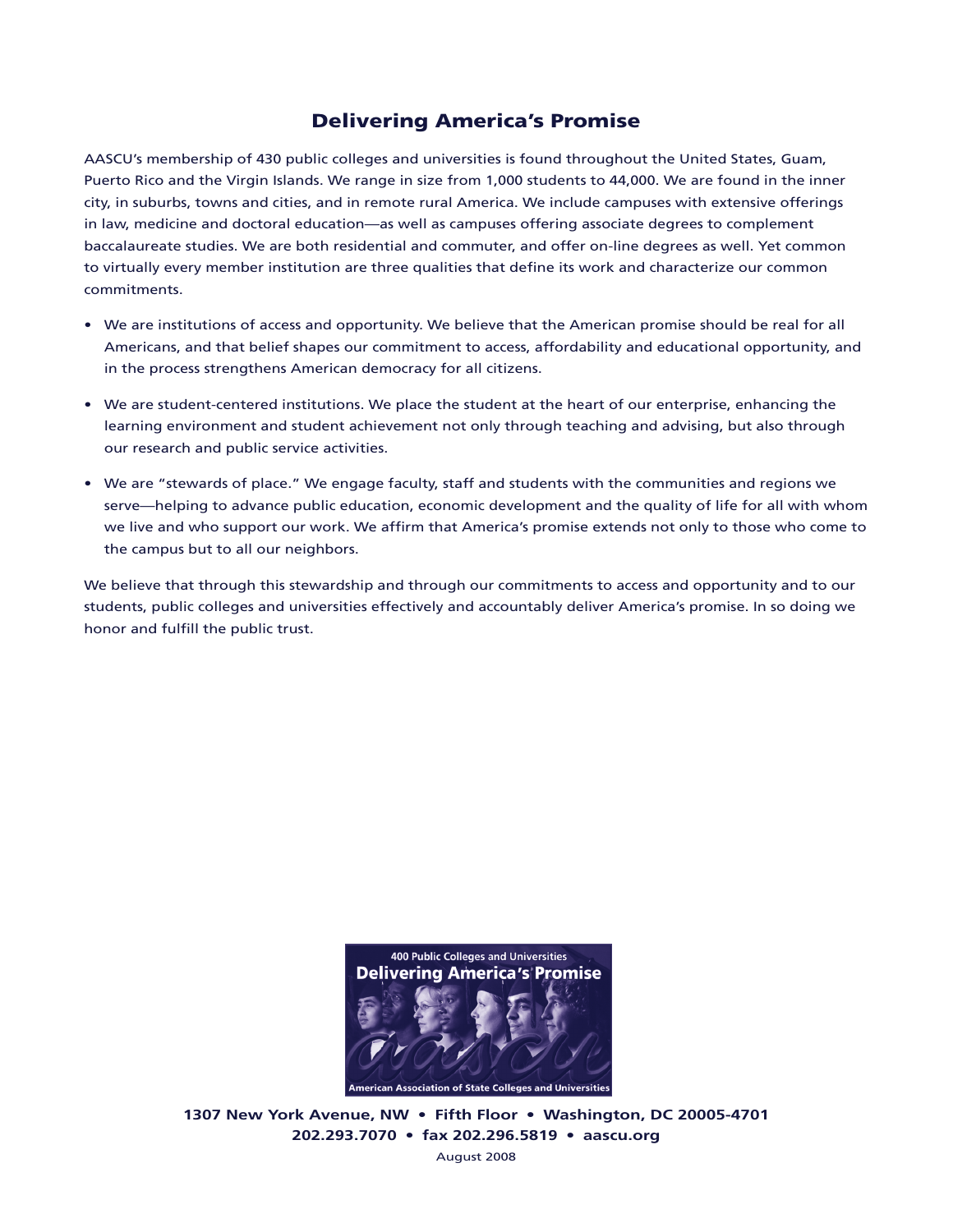# Delivering America's Promise

AASCU's membership of 430 public colleges and universities is found throughout the United States, Guam, Puerto Rico and the Virgin Islands. We range in size from 1,000 students to 44,000. We are found in the inner city, in suburbs, towns and cities, and in remote rural America. We include campuses with extensive offerings in law, medicine and doctoral education—as well as campuses offering associate degrees to complement baccalaureate studies. We are both residential and commuter, and offer on-line degrees as well. Yet common to virtually every member institution are three qualities that define its work and characterize our common commitments.

- We are institutions of access and opportunity. We believe that the American promise should be real for all Americans, and that belief shapes our commitment to access, affordability and educational opportunity, and in the process strengthens American democracy for all citizens.
- We are student-centered institutions. We place the student at the heart of our enterprise, enhancing the learning environment and student achievement not only through teaching and advising, but also through our research and public service activities.
- We are "stewards of place." We engage faculty, staff and students with the communities and regions we serve—helping to advance public education, economic development and the quality of life for all with whom we live and who support our work. We affirm that America's promise extends not only to those who come to the campus but to all our neighbors.

We believe that through this stewardship and through our commitments to access and opportunity and to our students, public colleges and universities effectively and accountably deliver America's promise. In so doing we honor and fulfill the public trust.

400 Public Colleges and Universities
**Delivering America's Promise**
aascu
American Association of State Colleges and Universities

**1307 New York Avenue, NW • Fifth Floor • Washington, DC 20005-4701**
**202.293.7070 • fax 202.296.5819 • aascu.org**

August 2008